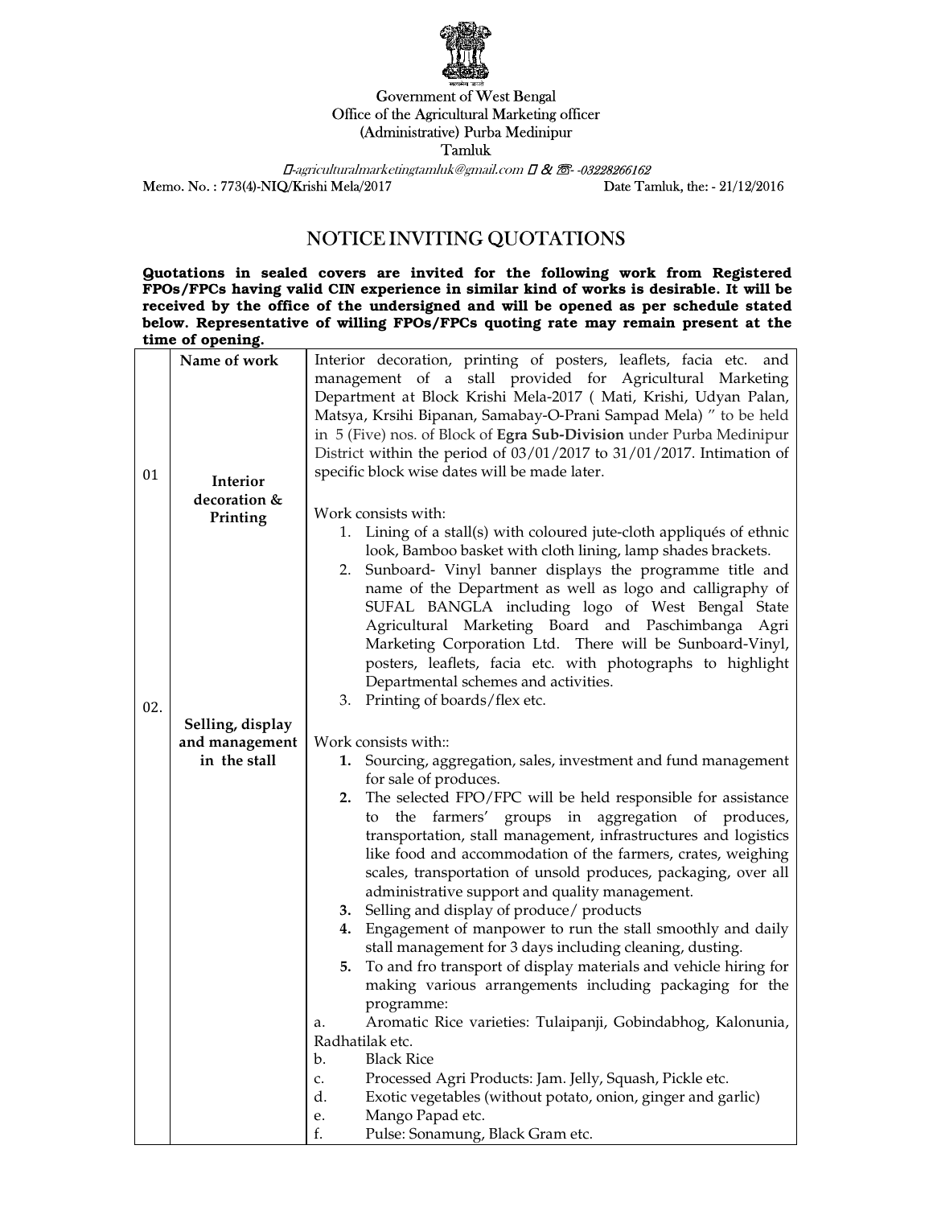Government of West Bengal
Office of the Agricultural Marketing officer
(Administrative) Purba Medinipur
Tamluk

-agriculturalmarketingtamluk@gmail.com & -03228266162

Memo. No. : 773(4)-NIQ/Krishi Mela/2017 Date Tamluk, the: - 21/12/2016

# NOTICE INVITING QUOTATIONS

**Quotations in sealed covers are invited for the following work from Registered FPOs/FPCs having valid CIN experience in similar kind of works is desirable. It will be received by the office of the undersigned and will be opened as per schedule stated below. Representative of willing FPOs/FPCs quoting rate may remain present at the time of opening.**

| | Name of work | Interior decoration, printing of posters, leaflets, facia etc. and management of a stall provided for Agricultural Marketing Department at Block Krishi Mela-2017 ( Mati, Krishi, Udyan Palan, Matsya, Krsihi Bipanan, Samabay-O-Prani Sampad Mela) " to be held in 5 (Five) nos. of Block of **Egra Sub-Division** under Purba Medinipur District within the period of 03/01/2017 to 31/01/2017. Intimation of specific block wise dates will be made later. |
|---|---|---|
| 01 | Interior decoration & Printing | Work consists with:<br>1. Lining of a stall(s) with coloured jute-cloth appliqués of ethnic look, Bamboo basket with cloth lining, lamp shades brackets.<br>2. Sunboard- Vinyl banner displays the programme title and name of the Department as well as logo and calligraphy of SUFAL BANGLA including logo of West Bengal State Agricultural Marketing Board and Paschimbanga Agri Marketing Corporation Ltd. There will be Sunboard-Vinyl, posters, leaflets, facia etc. with photographs to highlight Departmental schemes and activities.<br>3. Printing of boards/flex etc. |
| 02. | Selling, display and management in the stall | Work consists with::<br>**1.** Sourcing, aggregation, sales, investment and fund management for sale of produces.<br>**2.** The selected FPO/FPC will be held responsible for assistance to the farmers' groups in aggregation of produces, transportation, stall management, infrastructures and logistics like food and accommodation of the farmers, crates, weighing scales, transportation of unsold produces, packaging, over all administrative support and quality management.<br>**3.** Selling and display of produce/ products<br>**4.** Engagement of manpower to run the stall smoothly and daily stall management for 3 days including cleaning, dusting.<br>**5.** To and fro transport of display materials and vehicle hiring for making various arrangements including packaging for the programme:<br>a. Aromatic Rice varieties: Tulaipanji, Gobindabhog, Kalonunia, Radhatilak etc.<br>b. Black Rice<br>c. Processed Agri Products: Jam. Jelly, Squash, Pickle etc.<br>d. Exotic vegetables (without potato, onion, ginger and garlic)<br>e. Mango Papad etc.<br>f. Pulse: Sonamung, Black Gram etc. |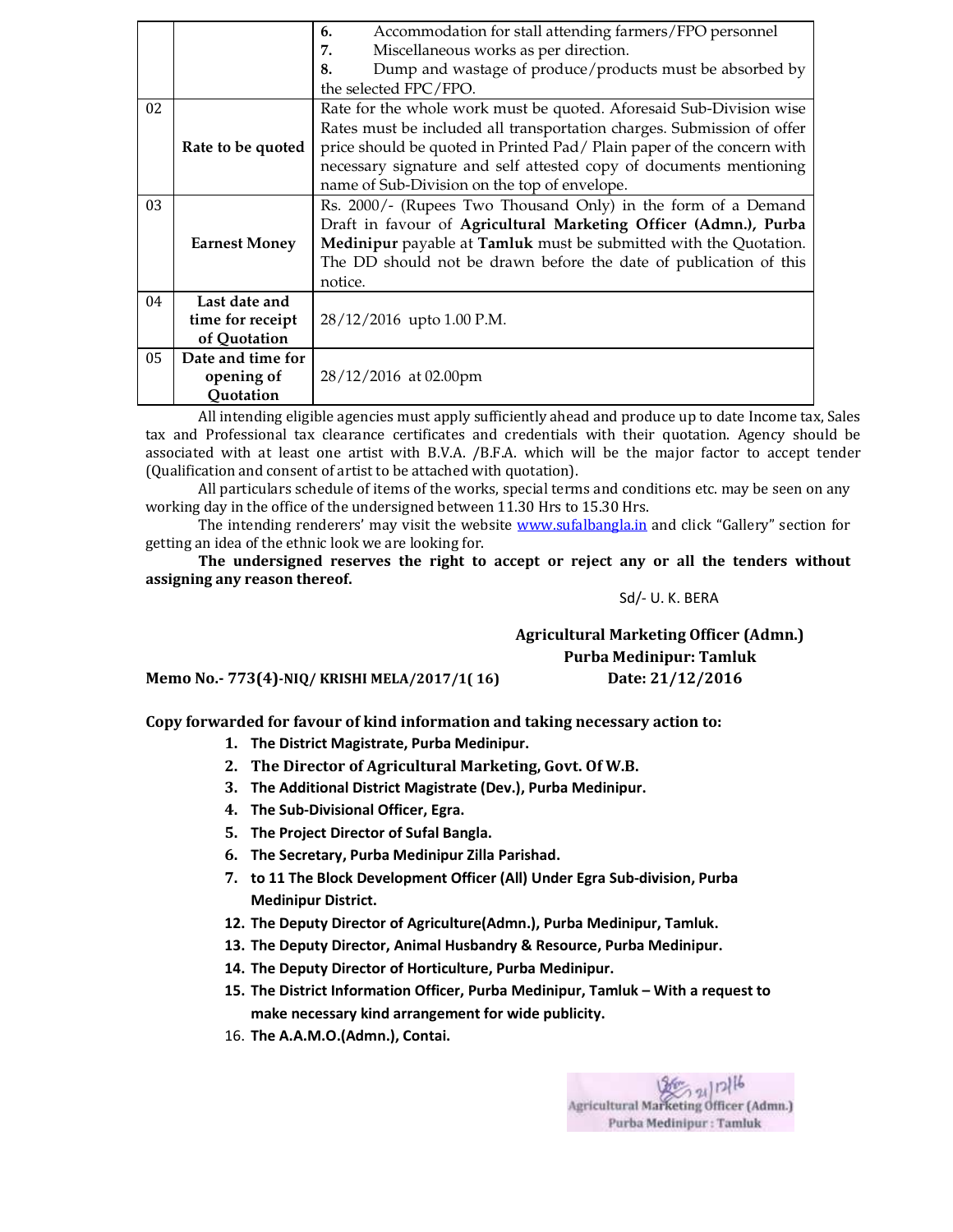| | | |
|---|---|---|
| | | 6. Accommodation for stall attending farmers/FPO personnel<br>7. Miscellaneous works as per direction.<br>8. Dump and wastage of produce/products must be absorbed by the selected FPC/FPO. |
| 02 | **Rate to be quoted** | Rate for the whole work must be quoted. Aforesaid Sub-Division wise Rates must be included all transportation charges. Submission of offer price should be quoted in Printed Pad/ Plain paper of the concern with necessary signature and self attested copy of documents mentioning name of Sub-Division on the top of envelope. |
| 03 | **Earnest Money** | Rs. 2000/- (Rupees Two Thousand Only) in the form of a Demand Draft in favour of **Agricultural Marketing Officer (Admn.), Purba Medinipur** payable at **Tamluk** must be submitted with the Quotation. The DD should not be drawn before the date of publication of this notice. |
| 04 | **Last date and time for receipt of Quotation** | 28/12/2016 upto 1.00 P.M. |
| 05 | **Date and time for opening of Quotation** | 28/12/2016 at 02.00pm |

All intending eligible agencies must apply sufficiently ahead and produce up to date Income tax, Sales tax and Professional tax clearance certificates and credentials with their quotation. Agency should be associated with at least one artist with B.V.A. /B.F.A. which will be the major factor to accept tender (Qualification and consent of artist to be attached with quotation).

All particulars schedule of items of the works, special terms and conditions etc. may be seen on any working day in the office of the undersigned between 11.30 Hrs to 15.30 Hrs.

The intending renderers' may visit the website [www.sufalbangla.in](http://www.sufalbangla.in) and click "Gallery" section for getting an idea of the ethnic look we are looking for.

**The undersigned reserves the right to accept or reject any or all the tenders without assigning any reason thereof.**

Sd/- U. K. BERA

**Agricultural Marketing Officer (Admn.)**
**Purba Medinipur: Tamluk**

**Memo No.- 773(4)-NIQ/ KRISHI MELA/2017/1( 16)** **Date: 21/12/2016**

**Copy forwarded for favour of kind information and taking necessary action to:**

1. **The District Magistrate, Purba Medinipur.**
2. **The Director of Agricultural Marketing, Govt. Of W.B.**
3. **The Additional District Magistrate (Dev.), Purba Medinipur.**
4. **The Sub-Divisional Officer, Egra.**
5. **The Project Director of Sufal Bangla.**
6. **The Secretary, Purba Medinipur Zilla Parishad.**
7. **to 11 The Block Development Officer (All) Under Egra Sub-division, Purba Medinipur District.**
12. **The Deputy Director of Agriculture(Admn.), Purba Medinipur, Tamluk.**
13. **The Deputy Director, Animal Husbandry & Resource, Purba Medinipur.**
14. **The Deputy Director of Horticulture, Purba Medinipur.**
15. **The District Information Officer, Purba Medinipur, Tamluk – With a request to make necessary kind arrangement for wide publicity.**
16. **The A.A.M.O.(Admn.), Contai.**

21/12/16
Agricultural Marketing Officer (Admn.)
Purba Medinipur : Tamluk